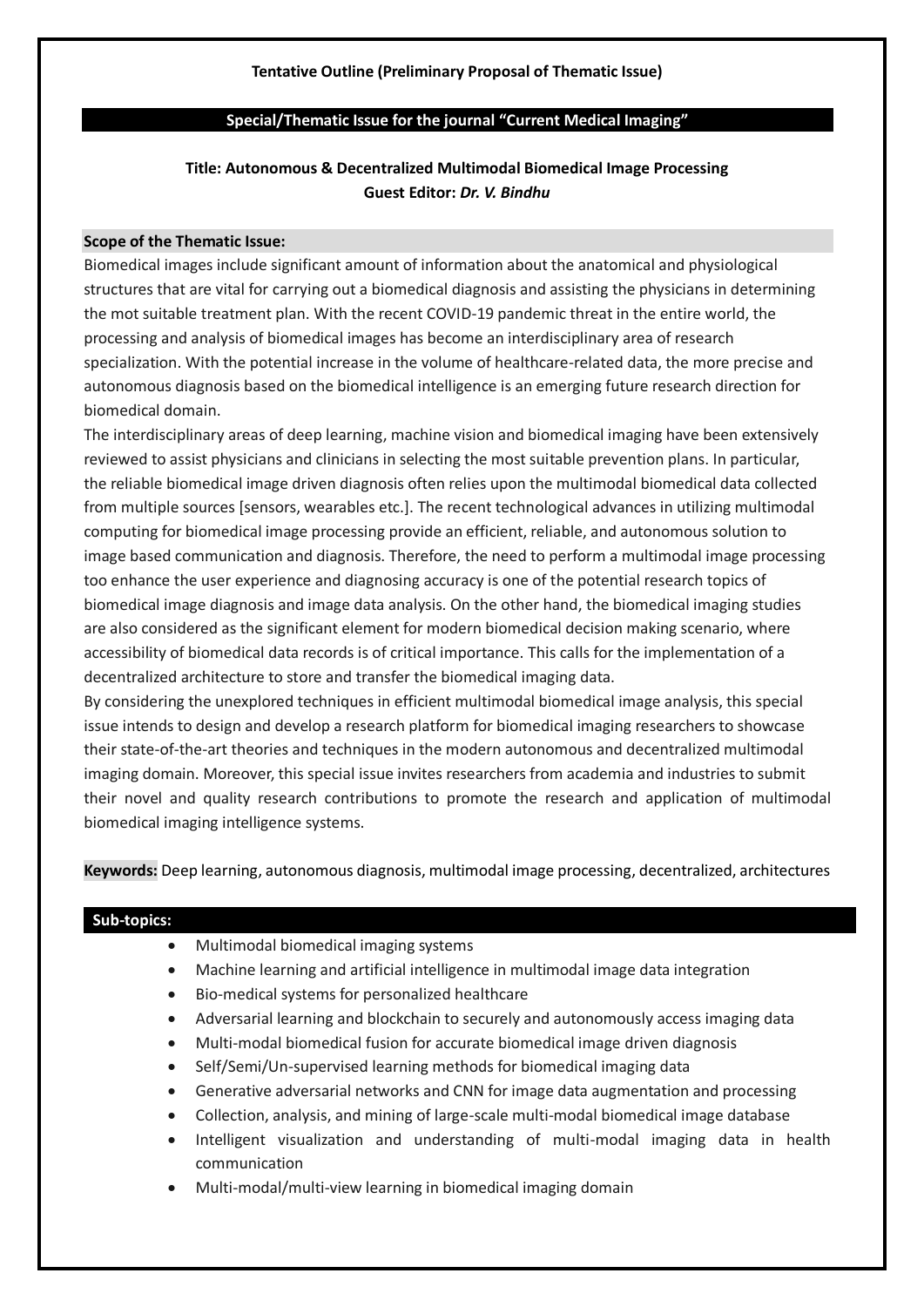**Tentative Outline (Preliminary Proposal of Thematic Issue)**

## Special/Thematic Issue for the journal "Current Medical Imaging"

### Title: Autonomous & Decentralized Multimodal Biomedical Image Processing

**Guest Editor:** ***Dr. V. Bindhu***

#### Scope of the Thematic Issue:

Biomedical images include significant amount of information about the anatomical and physiological structures that are vital for carrying out a biomedical diagnosis and assisting the physicians in determining the mot suitable treatment plan. With the recent COVID-19 pandemic threat in the entire world, the processing and analysis of biomedical images has become an interdisciplinary area of research specialization. With the potential increase in the volume of healthcare-related data, the more precise and autonomous diagnosis based on the biomedical intelligence is an emerging future research direction for biomedical domain.

The interdisciplinary areas of deep learning, machine vision and biomedical imaging have been extensively reviewed to assist physicians and clinicians in selecting the most suitable prevention plans. In particular, the reliable biomedical image driven diagnosis often relies upon the multimodal biomedical data collected from multiple sources [sensors, wearables etc.]. The recent technological advances in utilizing multimodal computing for biomedical image processing provide an efficient, reliable, and autonomous solution to image based communication and diagnosis. Therefore, the need to perform a multimodal image processing too enhance the user experience and diagnosing accuracy is one of the potential research topics of biomedical image diagnosis and image data analysis. On the other hand, the biomedical imaging studies are also considered as the significant element for modern biomedical decision making scenario, where accessibility of biomedical data records is of critical importance. This calls for the implementation of a decentralized architecture to store and transfer the biomedical imaging data.

By considering the unexplored techniques in efficient multimodal biomedical image analysis, this special issue intends to design and develop a research platform for biomedical imaging researchers to showcase their state-of-the-art theories and techniques in the modern autonomous and decentralized multimodal imaging domain. Moreover, this special issue invites researchers from academia and industries to submit their novel and quality research contributions to promote the research and application of multimodal biomedical imaging intelligence systems.

**Keywords:** Deep learning, autonomous diagnosis, multimodal image processing, decentralized, architectures

#### Sub-topics:

- Multimodal biomedical imaging systems
- Machine learning and artificial intelligence in multimodal image data integration
- Bio-medical systems for personalized healthcare
- Adversarial learning and blockchain to securely and autonomously access imaging data
- Multi-modal biomedical fusion for accurate biomedical image driven diagnosis
- Self/Semi/Un-supervised learning methods for biomedical imaging data
- Generative adversarial networks and CNN for image data augmentation and processing
- Collection, analysis, and mining of large-scale multi-modal biomedical image database
- Intelligent visualization and understanding of multi-modal imaging data in health communication
- Multi-modal/multi-view learning in biomedical imaging domain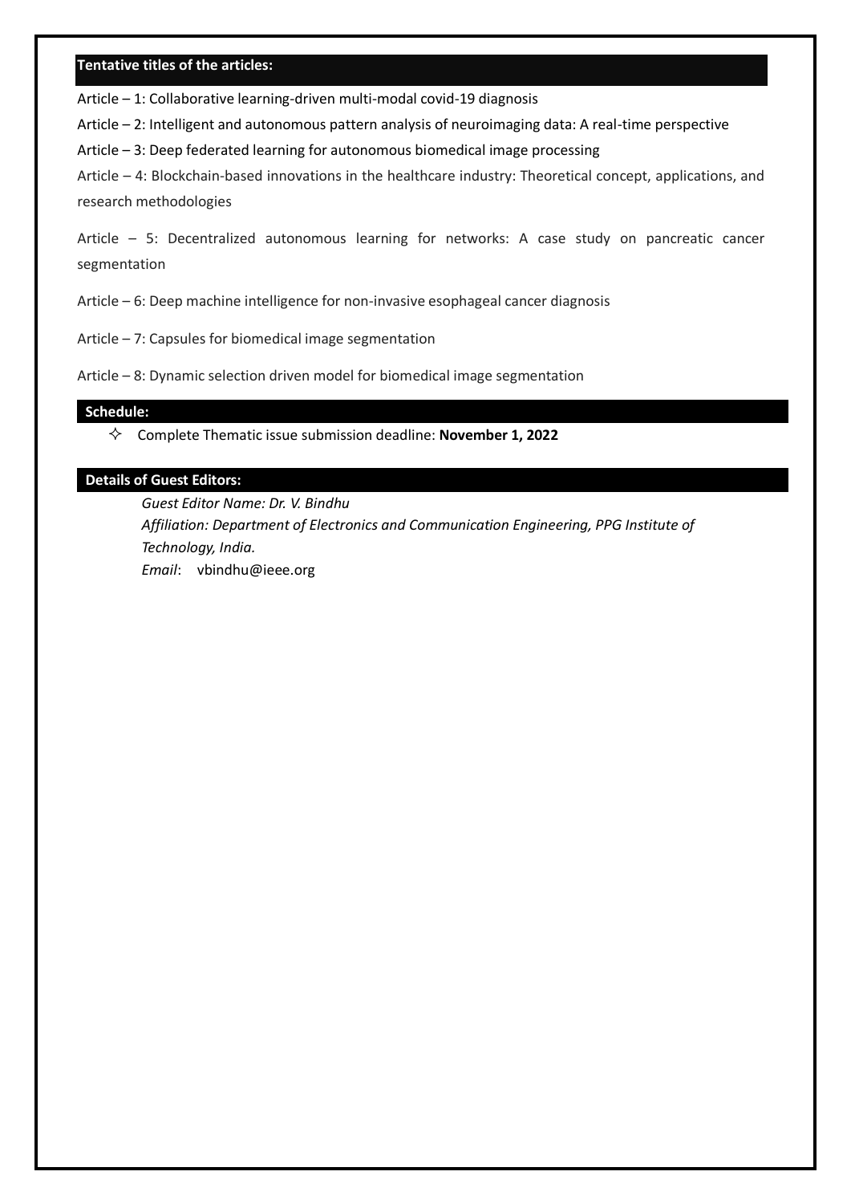## Tentative titles of the articles:

Article – 1: Collaborative learning-driven multi-modal covid-19 diagnosis

Article – 2: Intelligent and autonomous pattern analysis of neuroimaging data: A real-time perspective

Article – 3: Deep federated learning for autonomous biomedical image processing

Article – 4: Blockchain-based innovations in the healthcare industry: Theoretical concept, applications, and research methodologies

Article – 5: Decentralized autonomous learning for networks: A case study on pancreatic cancer segmentation

Article – 6: Deep machine intelligence for non-invasive esophageal cancer diagnosis

Article – 7: Capsules for biomedical image segmentation

Article – 8: Dynamic selection driven model for biomedical image segmentation

## Schedule:

- Complete Thematic issue submission deadline: **November 1, 2022**

## Details of Guest Editors:

*Guest Editor Name: Dr. V. Bindhu*
*Affiliation: Department of Electronics and Communication Engineering, PPG Institute of Technology, India.*
*Email*: vbindhu@ieee.org